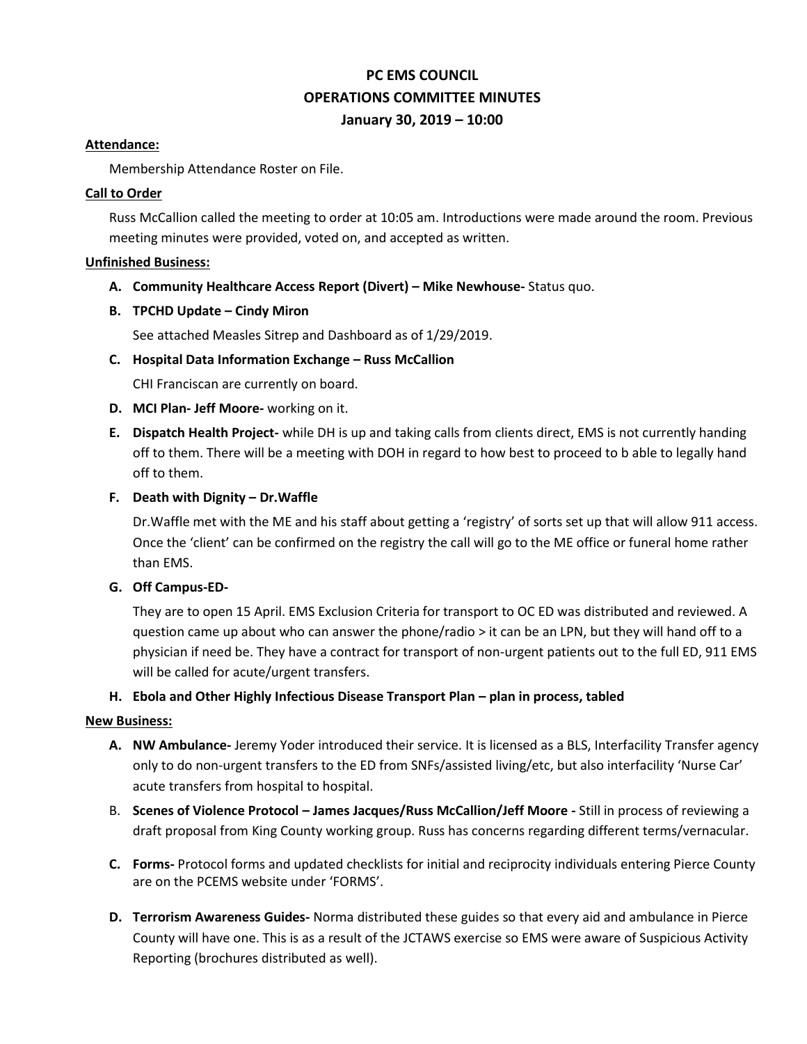# PC EMS COUNCIL
## OPERATIONS COMMITTEE MINUTES
### January 30, 2019 – 10:00

**Attendance:**

Membership Attendance Roster on File.

**Call to Order**

Russ McCallion called the meeting to order at 10:05 am. Introductions were made around the room. Previous meeting minutes were provided, voted on, and accepted as written.

**Unfinished Business:**

A. **Community Healthcare Access Report (Divert) – Mike Newhouse-** Status quo.

B. **TPCHD Update – Cindy Miron**

   See attached Measles Sitrep and Dashboard as of 1/29/2019.

C. **Hospital Data Information Exchange – Russ McCallion**

   CHI Franciscan are currently on board.

D. **MCI Plan- Jeff Moore-** working on it.

E. **Dispatch Health Project-** while DH is up and taking calls from clients direct, EMS is not currently handing off to them. There will be a meeting with DOH in regard to how best to proceed to b able to legally hand off to them.

F. **Death with Dignity – Dr.Waffle**

   Dr.Waffle met with the ME and his staff about getting a 'registry' of sorts set up that will allow 911 access. Once the 'client' can be confirmed on the registry the call will go to the ME office or funeral home rather than EMS.

G. **Off Campus-ED-**

   They are to open 15 April. EMS Exclusion Criteria for transport to OC ED was distributed and reviewed. A question came up about who can answer the phone/radio > it can be an LPN, but they will hand off to a physician if need be. They have a contract for transport of non-urgent patients out to the full ED, 911 EMS will be called for acute/urgent transfers.

H. **Ebola and Other Highly Infectious Disease Transport Plan – plan in process, tabled**

**New Business:**

A. **NW Ambulance-** Jeremy Yoder introduced their service. It is licensed as a BLS, Interfacility Transfer agency only to do non-urgent transfers to the ED from SNFs/assisted living/etc, but also interfacility 'Nurse Car' acute transfers from hospital to hospital.

B. **Scenes of Violence Protocol – James Jacques/Russ McCallion/Jeff Moore -** Still in process of reviewing a draft proposal from King County working group. Russ has concerns regarding different terms/vernacular.

C. **Forms-** Protocol forms and updated checklists for initial and reciprocity individuals entering Pierce County are on the PCEMS website under 'FORMS'.

D. **Terrorism Awareness Guides-** Norma distributed these guides so that every aid and ambulance in Pierce County will have one. This is as a result of the JCTAWS exercise so EMS were aware of Suspicious Activity Reporting (brochures distributed as well).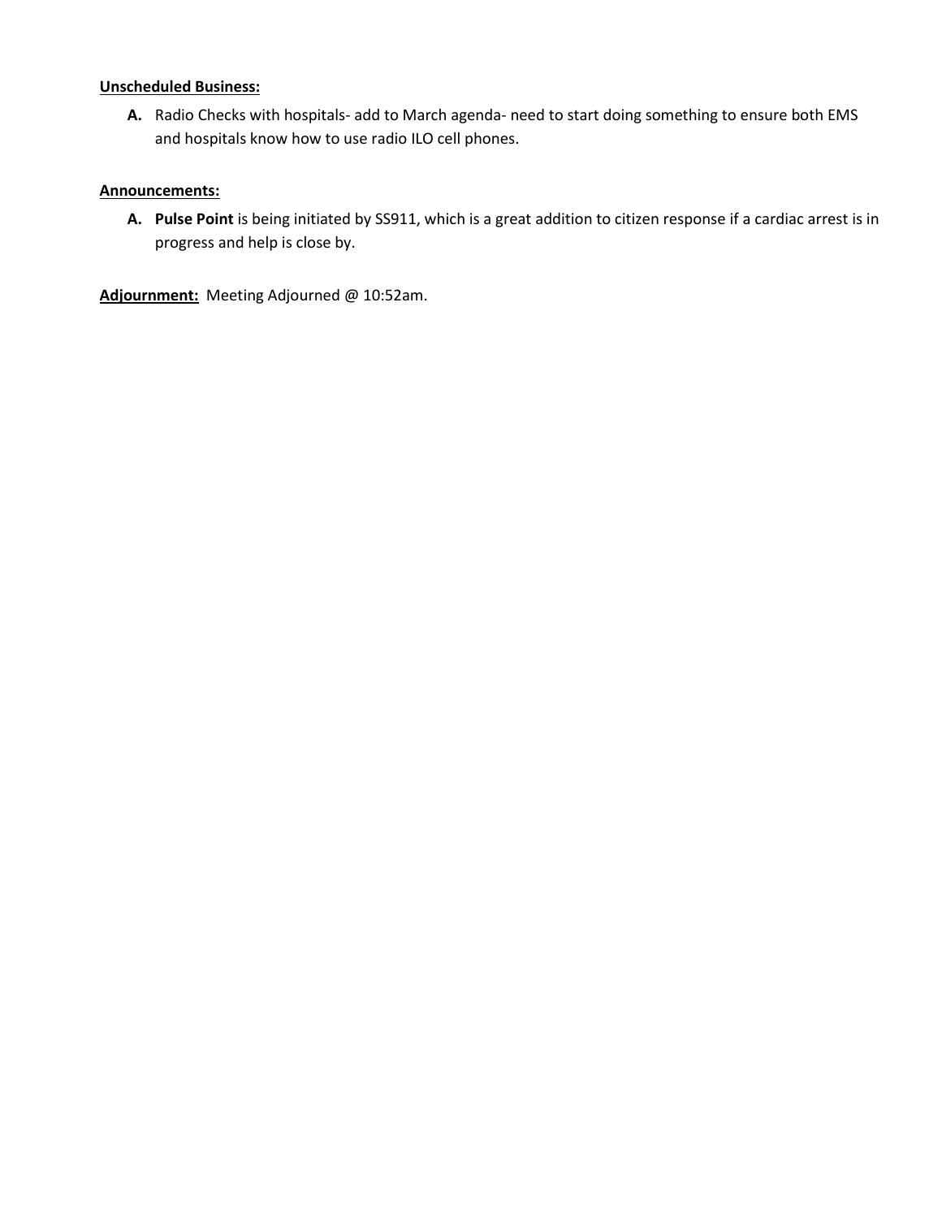**Unscheduled Business:**

**A.** Radio Checks with hospitals- add to March agenda- need to start doing something to ensure both EMS and hospitals know how to use radio ILO cell phones.

**Announcements:**

**A.** **Pulse Point** is being initiated by SS911, which is a great addition to citizen response if a cardiac arrest is in progress and help is close by.

**Adjournment:** Meeting Adjourned @ 10:52am.